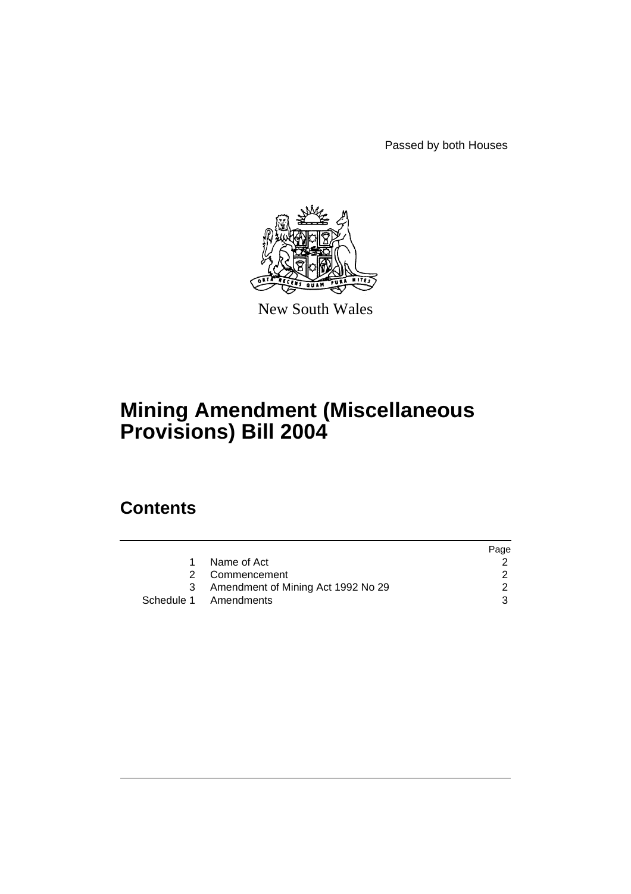Passed by both Houses

New South Wales

# Mining Amendment (Miscellaneous Provisions) Bill 2004

## Contents

| | | Page |
|---|---|---|
| 1 | Name of Act | 2 |
| 2 | Commencement | 2 |
| 3 | Amendment of Mining Act 1992 No 29 | 2 |
| Schedule 1 | Amendments | 3 |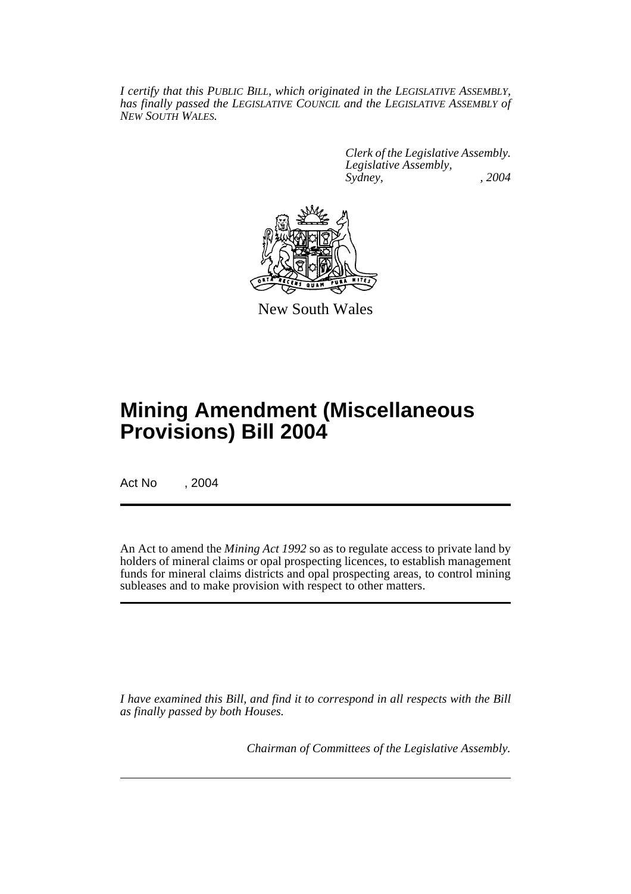*I certify that this PUBLIC BILL, which originated in the LEGISLATIVE ASSEMBLY, has finally passed the LEGISLATIVE COUNCIL and the LEGISLATIVE ASSEMBLY of NEW SOUTH WALES.*

*Clerk of the Legislative Assembly.*
*Legislative Assembly,*
*Sydney, , 2004*

New South Wales

# Mining Amendment (Miscellaneous Provisions) Bill 2004

Act No , 2004

An Act to amend the *Mining Act 1992* so as to regulate access to private land by holders of mineral claims or opal prospecting licences, to establish management funds for mineral claims districts and opal prospecting areas, to control mining subleases and to make provision with respect to other matters.

*I have examined this Bill, and find it to correspond in all respects with the Bill as finally passed by both Houses.*

*Chairman of Committees of the Legislative Assembly.*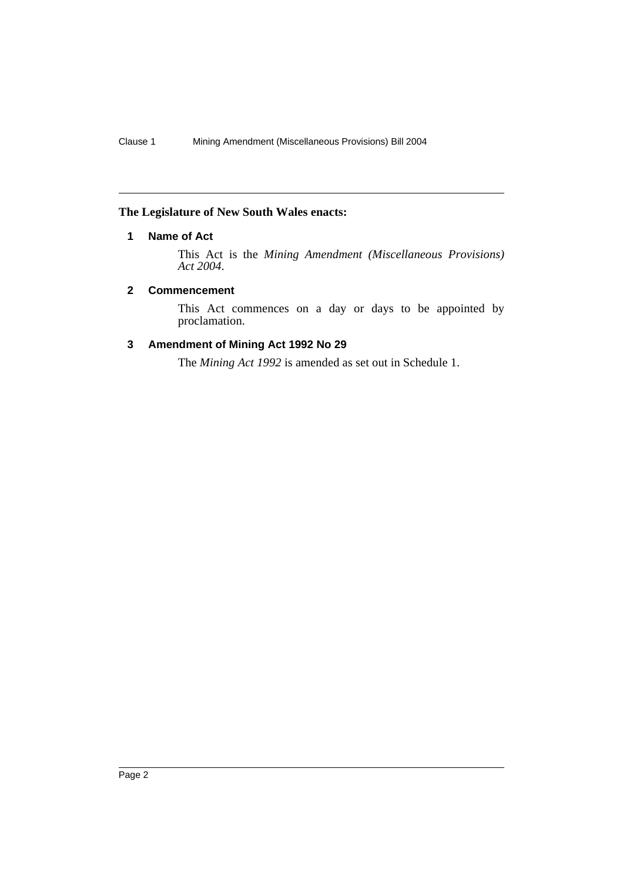**The Legislature of New South Wales enacts:**

### 1 Name of Act

This Act is the *Mining Amendment (Miscellaneous Provisions) Act 2004*.

### 2 Commencement

This Act commences on a day or days to be appointed by proclamation.

### 3 Amendment of Mining Act 1992 No 29

The *Mining Act 1992* is amended as set out in Schedule 1.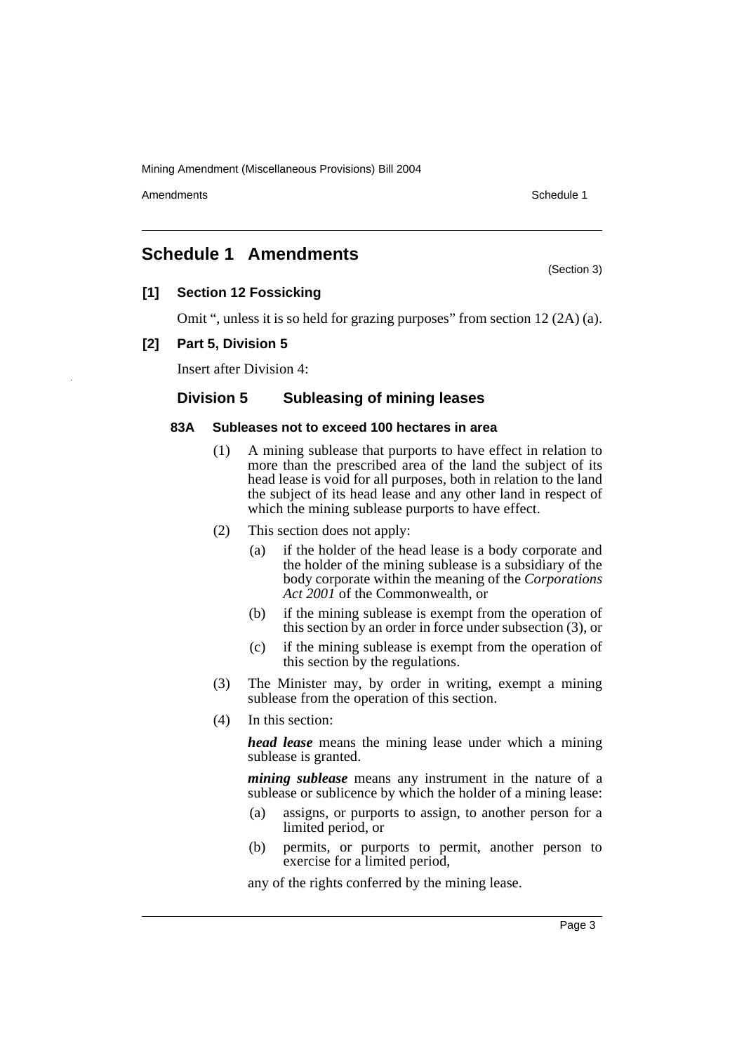# Schedule 1 Amendments

(Section 3)

## [1] Section 12 Fossicking

Omit ", unless it is so held for grazing purposes" from section 12 (2A) (a).

## [2] Part 5, Division 5

Insert after Division 4:

### Division 5 Subleasing of mining leases

#### 83A Subleases not to exceed 100 hectares in area

(1) A mining sublease that purports to have effect in relation to more than the prescribed area of the land the subject of its head lease is void for all purposes, both in relation to the land the subject of its head lease and any other land in respect of which the mining sublease purports to have effect.

(2) This section does not apply:

(a) if the holder of the head lease is a body corporate and the holder of the mining sublease is a subsidiary of the body corporate within the meaning of the *Corporations Act 2001* of the Commonwealth, or

(b) if the mining sublease is exempt from the operation of this section by an order in force under subsection (3), or

(c) if the mining sublease is exempt from the operation of this section by the regulations.

(3) The Minister may, by order in writing, exempt a mining sublease from the operation of this section.

(4) In this section:

***head lease*** means the mining lease under which a mining sublease is granted.

***mining sublease*** means any instrument in the nature of a sublease or sublicence by which the holder of a mining lease:

(a) assigns, or purports to assign, to another person for a limited period, or

(b) permits, or purports to permit, another person to exercise for a limited period,

any of the rights conferred by the mining lease.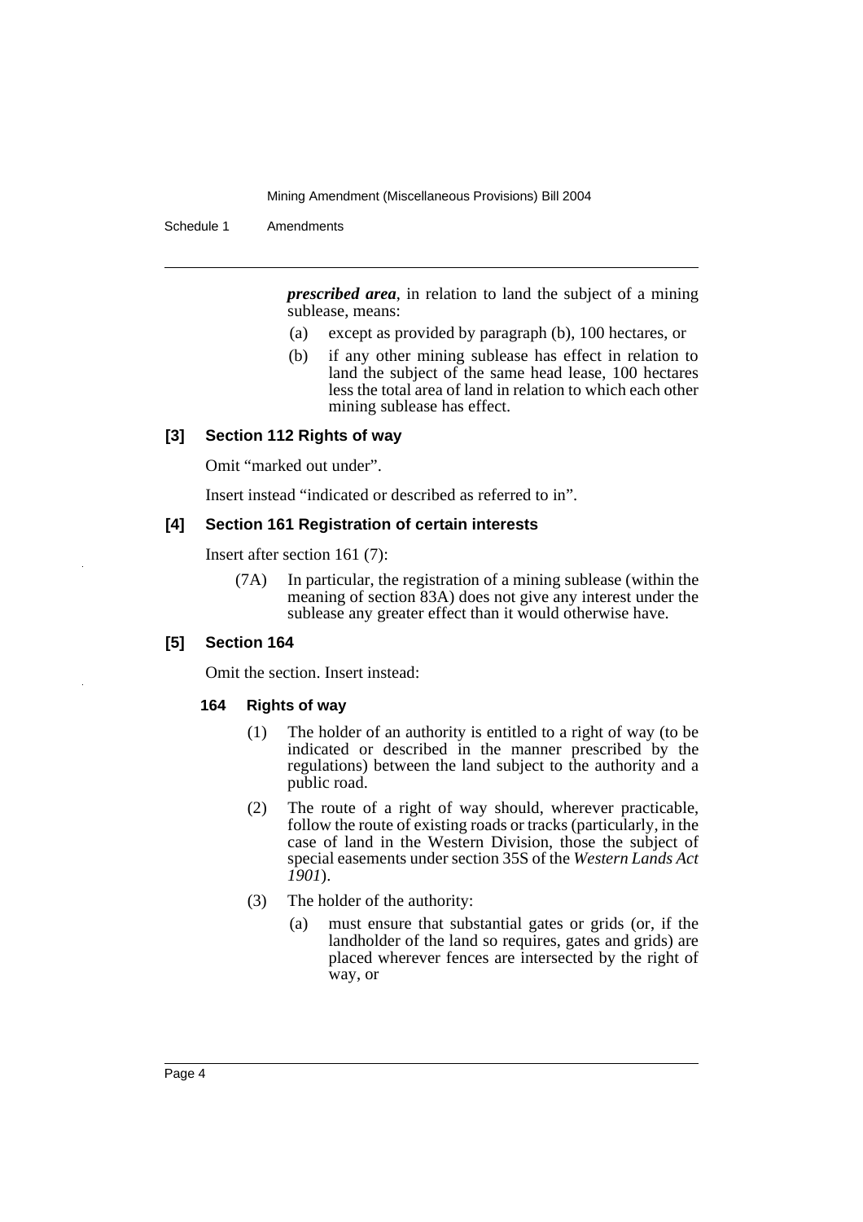***prescribed area***, in relation to land the subject of a mining sublease, means:

- (a) except as provided by paragraph (b), 100 hectares, or
- (b) if any other mining sublease has effect in relation to land the subject of the same head lease, 100 hectares less the total area of land in relation to which each other mining sublease has effect.

### [3] Section 112 Rights of way

Omit "marked out under".

Insert instead "indicated or described as referred to in".

### [4] Section 161 Registration of certain interests

Insert after section 161 (7):

> (7A) In particular, the registration of a mining sublease (within the meaning of section 83A) does not give any interest under the sublease any greater effect than it would otherwise have.

### [5] Section 164

Omit the section. Insert instead:

#### 164 Rights of way

(1) The holder of an authority is entitled to a right of way (to be indicated or described in the manner prescribed by the regulations) between the land subject to the authority and a public road.

(2) The route of a right of way should, wherever practicable, follow the route of existing roads or tracks (particularly, in the case of land in the Western Division, those the subject of special easements under section 35S of the *Western Lands Act 1901*).

(3) The holder of the authority:

- (a) must ensure that substantial gates or grids (or, if the landholder of the land so requires, gates and grids) are placed wherever fences are intersected by the right of way, or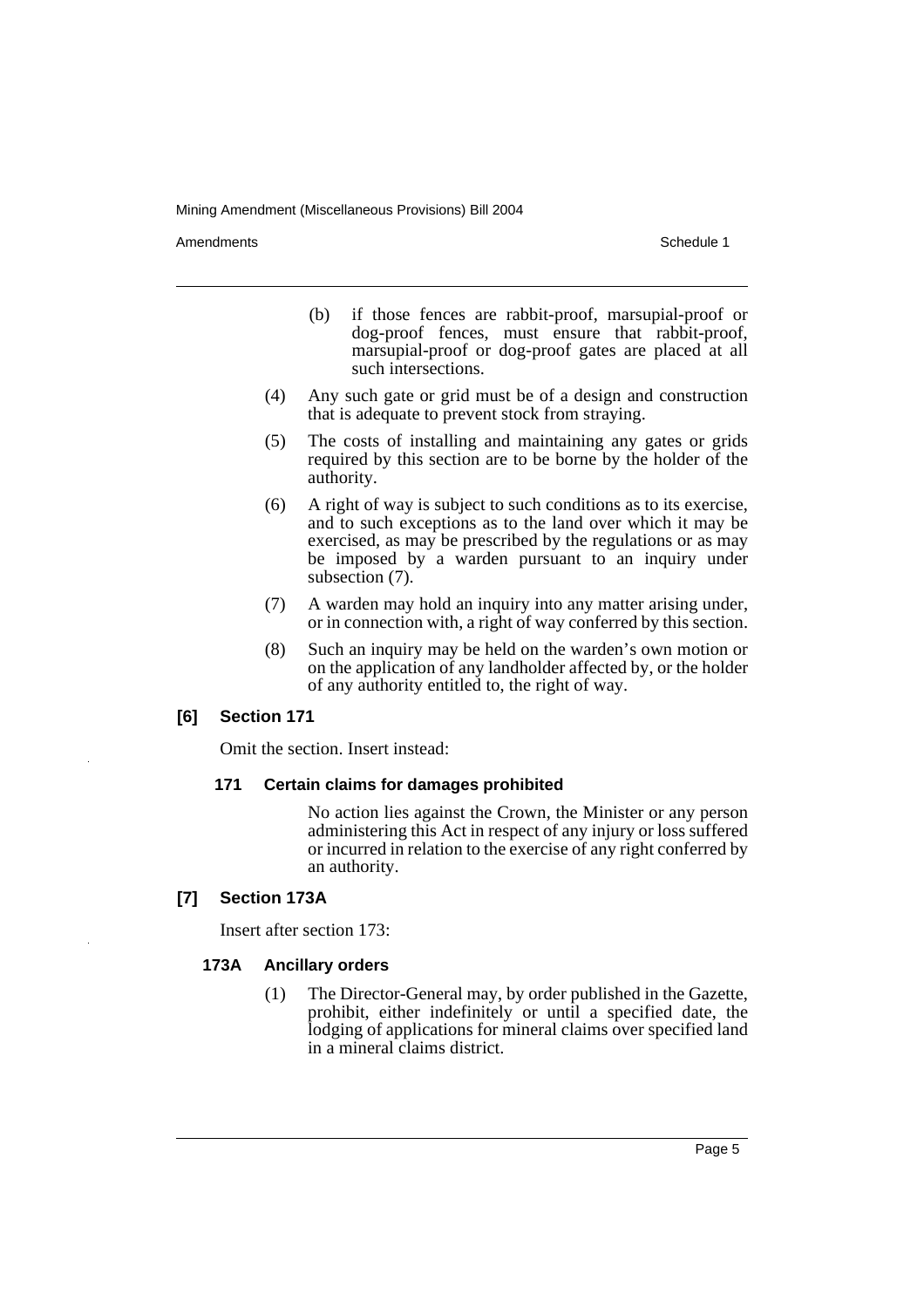(b) if those fences are rabbit-proof, marsupial-proof or dog-proof fences, must ensure that rabbit-proof, marsupial-proof or dog-proof gates are placed at all such intersections.

(4) Any such gate or grid must be of a design and construction that is adequate to prevent stock from straying.

(5) The costs of installing and maintaining any gates or grids required by this section are to be borne by the holder of the authority.

(6) A right of way is subject to such conditions as to its exercise, and to such exceptions as to the land over which it may be exercised, as may be prescribed by the regulations or as may be imposed by a warden pursuant to an inquiry under subsection (7).

(7) A warden may hold an inquiry into any matter arising under, or in connection with, a right of way conferred by this section.

(8) Such an inquiry may be held on the warden's own motion or on the application of any landholder affected by, or the holder of any authority entitled to, the right of way.

### [6] Section 171

Omit the section. Insert instead:

#### 171 Certain claims for damages prohibited

No action lies against the Crown, the Minister or any person administering this Act in respect of any injury or loss suffered or incurred in relation to the exercise of any right conferred by an authority.

### [7] Section 173A

Insert after section 173:

#### 173A Ancillary orders

(1) The Director-General may, by order published in the Gazette, prohibit, either indefinitely or until a specified date, the lodging of applications for mineral claims over specified land in a mineral claims district.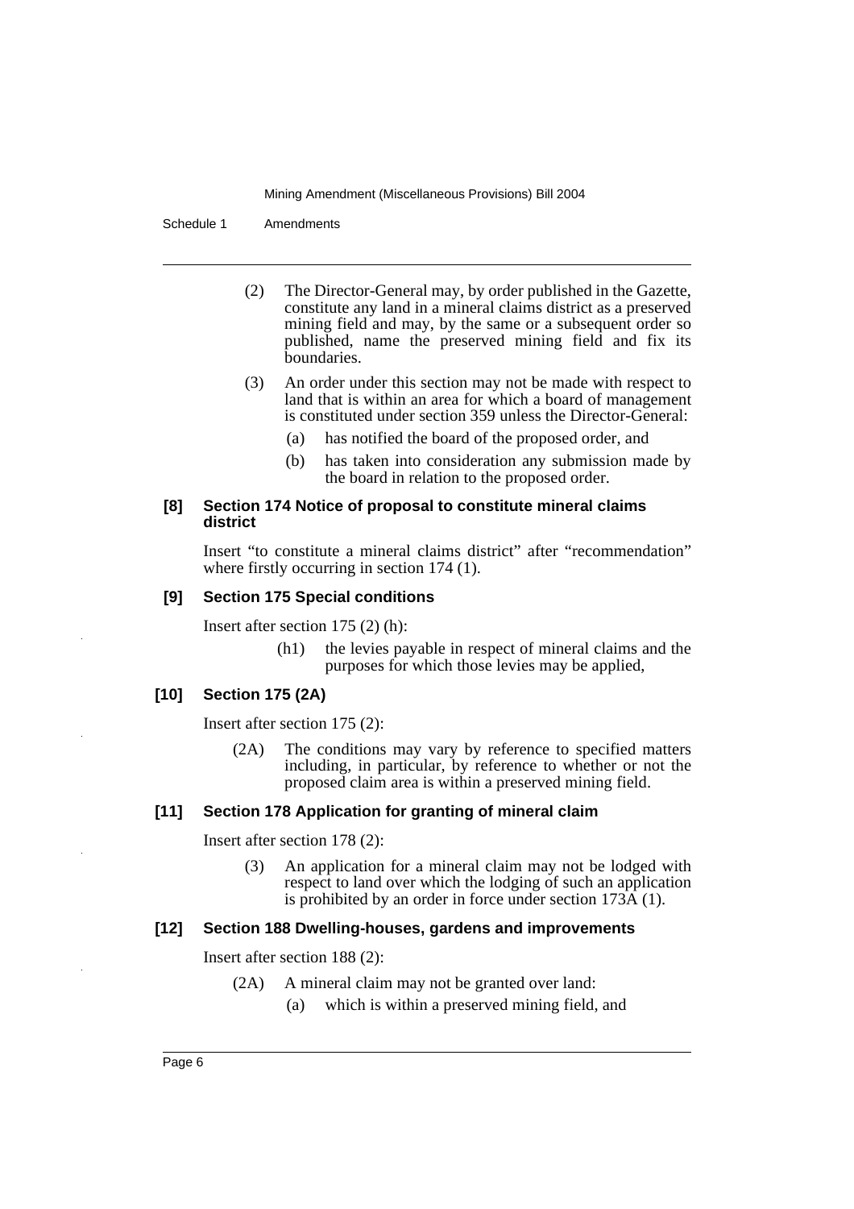(2) The Director-General may, by order published in the Gazette, constitute any land in a mineral claims district as a preserved mining field and may, by the same or a subsequent order so published, name the preserved mining field and fix its boundaries.

(3) An order under this section may not be made with respect to land that is within an area for which a board of management is constituted under section 359 unless the Director-General:

(a) has notified the board of the proposed order, and

(b) has taken into consideration any submission made by the board in relation to the proposed order.

#### [8] Section 174 Notice of proposal to constitute mineral claims district

Insert "to constitute a mineral claims district" after "recommendation" where firstly occurring in section 174 (1).

#### [9] Section 175 Special conditions

Insert after section 175 (2) (h):

(h1) the levies payable in respect of mineral claims and the purposes for which those levies may be applied,

#### [10] Section 175 (2A)

Insert after section 175 (2):

(2A) The conditions may vary by reference to specified matters including, in particular, by reference to whether or not the proposed claim area is within a preserved mining field.

#### [11] Section 178 Application for granting of mineral claim

Insert after section 178 (2):

(3) An application for a mineral claim may not be lodged with respect to land over which the lodging of such an application is prohibited by an order in force under section 173A (1).

#### [12] Section 188 Dwelling-houses, gardens and improvements

Insert after section 188 (2):

(2A) A mineral claim may not be granted over land:

(a) which is within a preserved mining field, and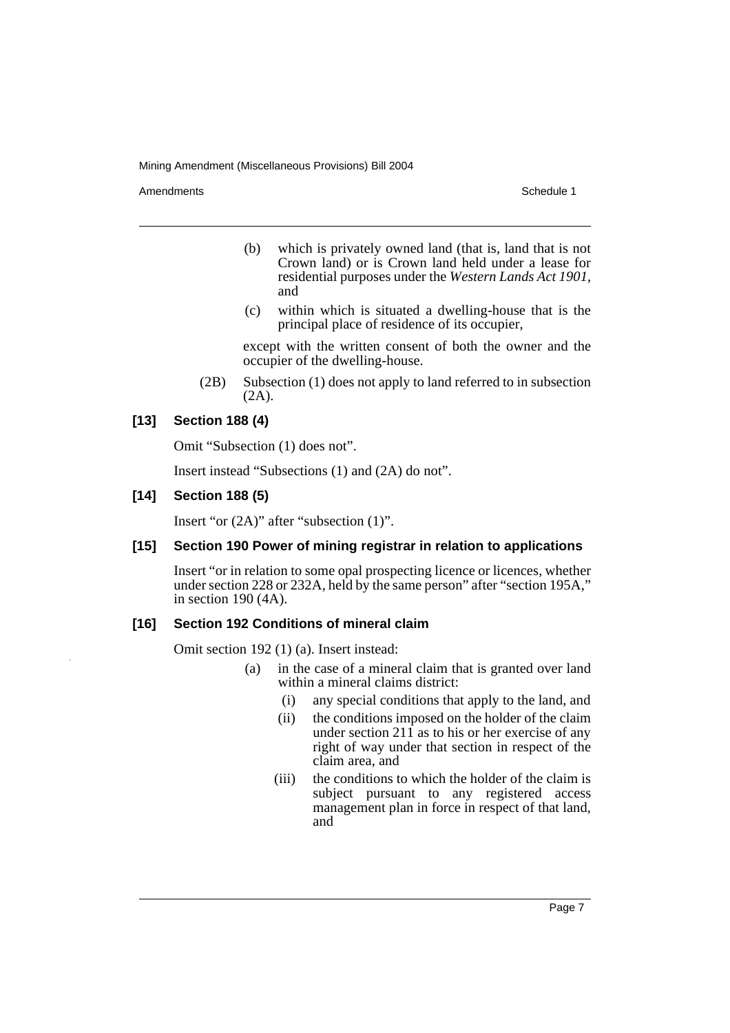(b) which is privately owned land (that is, land that is not Crown land) or is Crown land held under a lease for residential purposes under the *Western Lands Act 1901*, and

(c) within which is situated a dwelling-house that is the principal place of residence of its occupier,

except with the written consent of both the owner and the occupier of the dwelling-house.

(2B) Subsection (1) does not apply to land referred to in subsection (2A).

### [13] Section 188 (4)

Omit "Subsection (1) does not".

Insert instead "Subsections (1) and (2A) do not".

### [14] Section 188 (5)

Insert "or (2A)" after "subsection (1)".

### [15] Section 190 Power of mining registrar in relation to applications

Insert "or in relation to some opal prospecting licence or licences, whether under section 228 or 232A, held by the same person" after "section 195A," in section 190 (4A).

### [16] Section 192 Conditions of mineral claim

Omit section 192 (1) (a). Insert instead:

(a) in the case of a mineral claim that is granted over land within a mineral claims district:

(i) any special conditions that apply to the land, and

(ii) the conditions imposed on the holder of the claim under section 211 as to his or her exercise of any right of way under that section in respect of the claim area, and

(iii) the conditions to which the holder of the claim is subject pursuant to any registered access management plan in force in respect of that land, and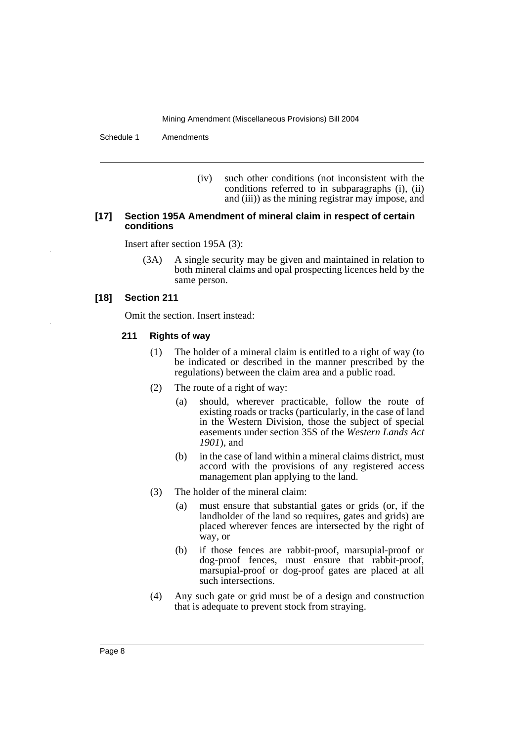(iv) such other conditions (not inconsistent with the conditions referred to in subparagraphs (i), (ii) and (iii)) as the mining registrar may impose, and

#### [17] Section 195A Amendment of mineral claim in respect of certain conditions

Insert after section 195A (3):

(3A) A single security may be given and maintained in relation to both mineral claims and opal prospecting licences held by the same person.

#### [18] Section 211

Omit the section. Insert instead:

#### 211 Rights of way

(1) The holder of a mineral claim is entitled to a right of way (to be indicated or described in the manner prescribed by the regulations) between the claim area and a public road.

(2) The route of a right of way:

(a) should, wherever practicable, follow the route of existing roads or tracks (particularly, in the case of land in the Western Division, those the subject of special easements under section 35S of the *Western Lands Act 1901*), and

(b) in the case of land within a mineral claims district, must accord with the provisions of any registered access management plan applying to the land.

(3) The holder of the mineral claim:

(a) must ensure that substantial gates or grids (or, if the landholder of the land so requires, gates and grids) are placed wherever fences are intersected by the right of way, or

(b) if those fences are rabbit-proof, marsupial-proof or dog-proof fences, must ensure that rabbit-proof, marsupial-proof or dog-proof gates are placed at all such intersections.

(4) Any such gate or grid must be of a design and construction that is adequate to prevent stock from straying.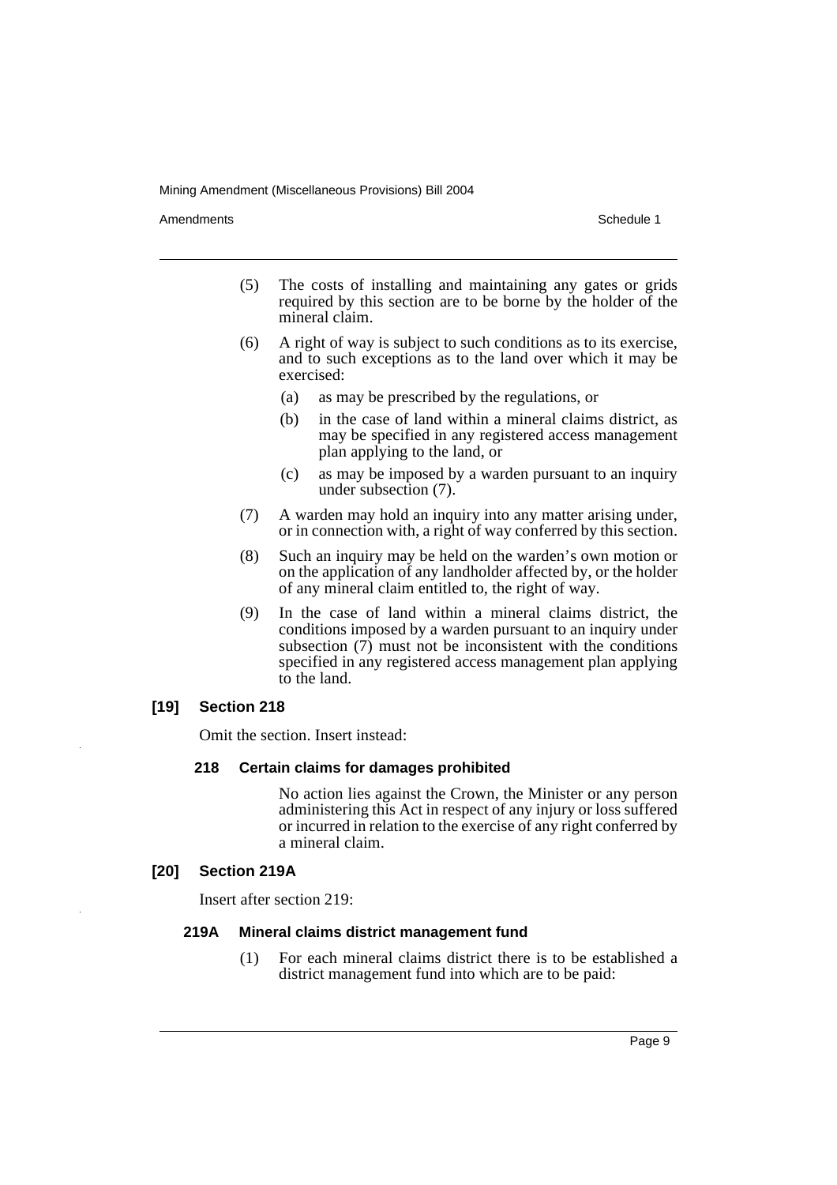(5) The costs of installing and maintaining any gates or grids required by this section are to be borne by the holder of the mineral claim.

(6) A right of way is subject to such conditions as to its exercise, and to such exceptions as to the land over which it may be exercised:

(a) as may be prescribed by the regulations, or

(b) in the case of land within a mineral claims district, as may be specified in any registered access management plan applying to the land, or

(c) as may be imposed by a warden pursuant to an inquiry under subsection (7).

(7) A warden may hold an inquiry into any matter arising under, or in connection with, a right of way conferred by this section.

(8) Such an inquiry may be held on the warden's own motion or on the application of any landholder affected by, or the holder of any mineral claim entitled to, the right of way.

(9) In the case of land within a mineral claims district, the conditions imposed by a warden pursuant to an inquiry under subsection (7) must not be inconsistent with the conditions specified in any registered access management plan applying to the land.

### [19] Section 218

Omit the section. Insert instead:

#### 218 Certain claims for damages prohibited

No action lies against the Crown, the Minister or any person administering this Act in respect of any injury or loss suffered or incurred in relation to the exercise of any right conferred by a mineral claim.

### [20] Section 219A

Insert after section 219:

#### 219A Mineral claims district management fund

(1) For each mineral claims district there is to be established a district management fund into which are to be paid: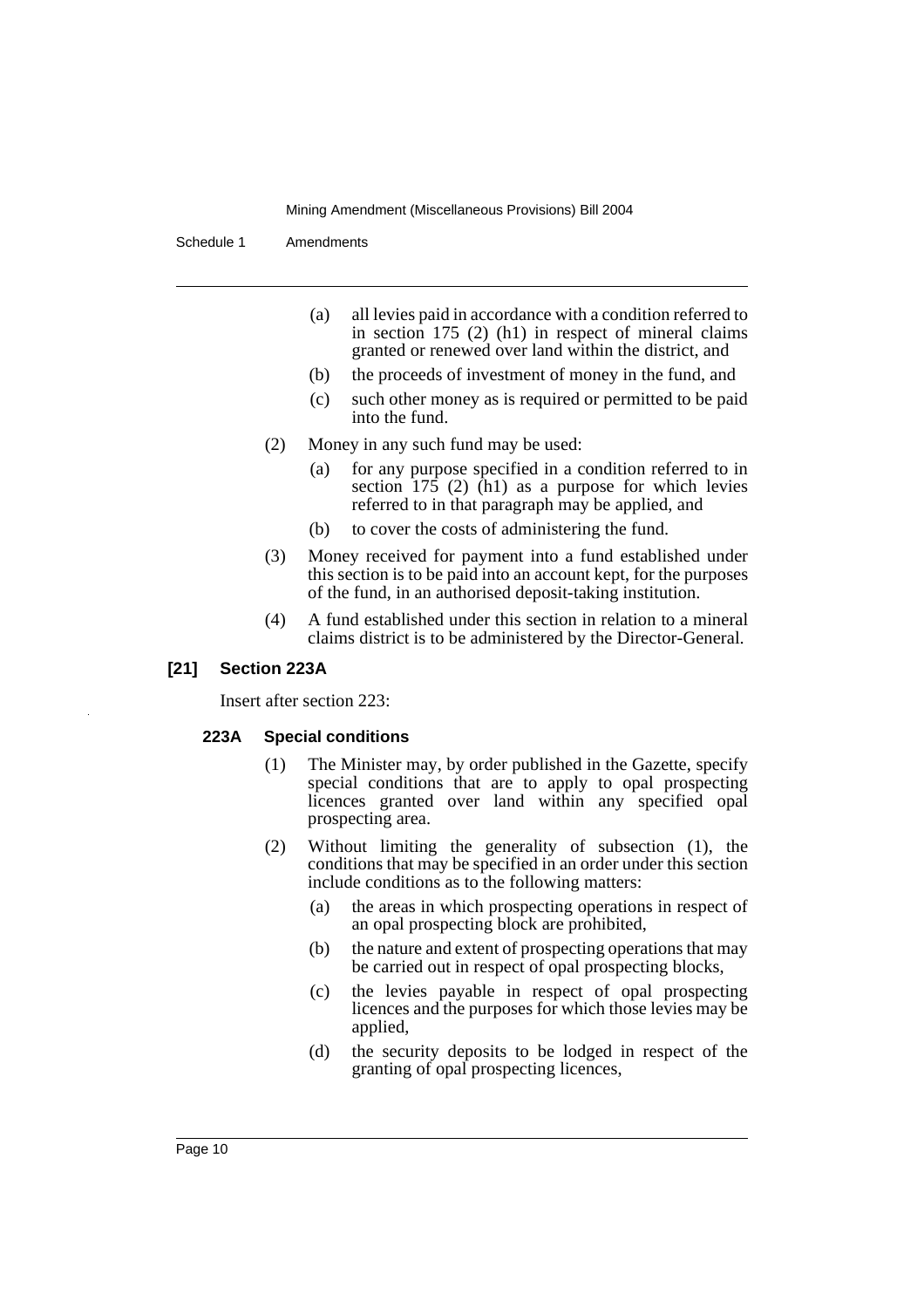(a) all levies paid in accordance with a condition referred to in section 175 (2) (h1) in respect of mineral claims granted or renewed over land within the district, and

(b) the proceeds of investment of money in the fund, and

(c) such other money as is required or permitted to be paid into the fund.

(2) Money in any such fund may be used:

(a) for any purpose specified in a condition referred to in section 175 (2) (h1) as a purpose for which levies referred to in that paragraph may be applied, and

(b) to cover the costs of administering the fund.

(3) Money received for payment into a fund established under this section is to be paid into an account kept, for the purposes of the fund, in an authorised deposit-taking institution.

(4) A fund established under this section in relation to a mineral claims district is to be administered by the Director-General.

### [21] Section 223A

Insert after section 223:

#### 223A Special conditions

(1) The Minister may, by order published in the Gazette, specify special conditions that are to apply to opal prospecting licences granted over land within any specified opal prospecting area.

(2) Without limiting the generality of subsection (1), the conditions that may be specified in an order under this section include conditions as to the following matters:

(a) the areas in which prospecting operations in respect of an opal prospecting block are prohibited,

(b) the nature and extent of prospecting operations that may be carried out in respect of opal prospecting blocks,

(c) the levies payable in respect of opal prospecting licences and the purposes for which those levies may be applied,

(d) the security deposits to be lodged in respect of the granting of opal prospecting licences,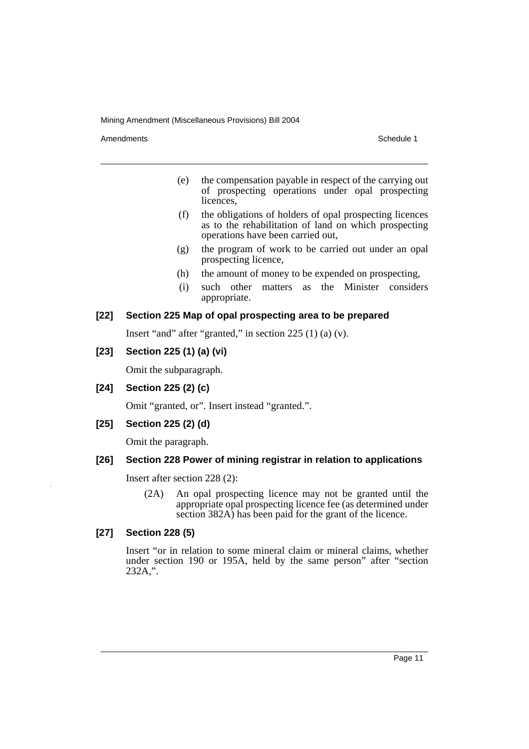(e) the compensation payable in respect of the carrying out of prospecting operations under opal prospecting licences,

(f) the obligations of holders of opal prospecting licences as to the rehabilitation of land on which prospecting operations have been carried out,

(g) the program of work to be carried out under an opal prospecting licence,

(h) the amount of money to be expended on prospecting,

(i) such other matters as the Minister considers appropriate.

### [22] Section 225 Map of opal prospecting area to be prepared

Insert "and" after "granted," in section 225 (1) (a) (v).

### [23] Section 225 (1) (a) (vi)

Omit the subparagraph.

### [24] Section 225 (2) (c)

Omit "granted, or". Insert instead "granted.".

### [25] Section 225 (2) (d)

Omit the paragraph.

### [26] Section 228 Power of mining registrar in relation to applications

Insert after section 228 (2):

(2A) An opal prospecting licence may not be granted until the appropriate opal prospecting licence fee (as determined under section 382A) has been paid for the grant of the licence.

### [27] Section 228 (5)

Insert "or in relation to some mineral claim or mineral claims, whether under section 190 or 195A, held by the same person" after "section 232A,".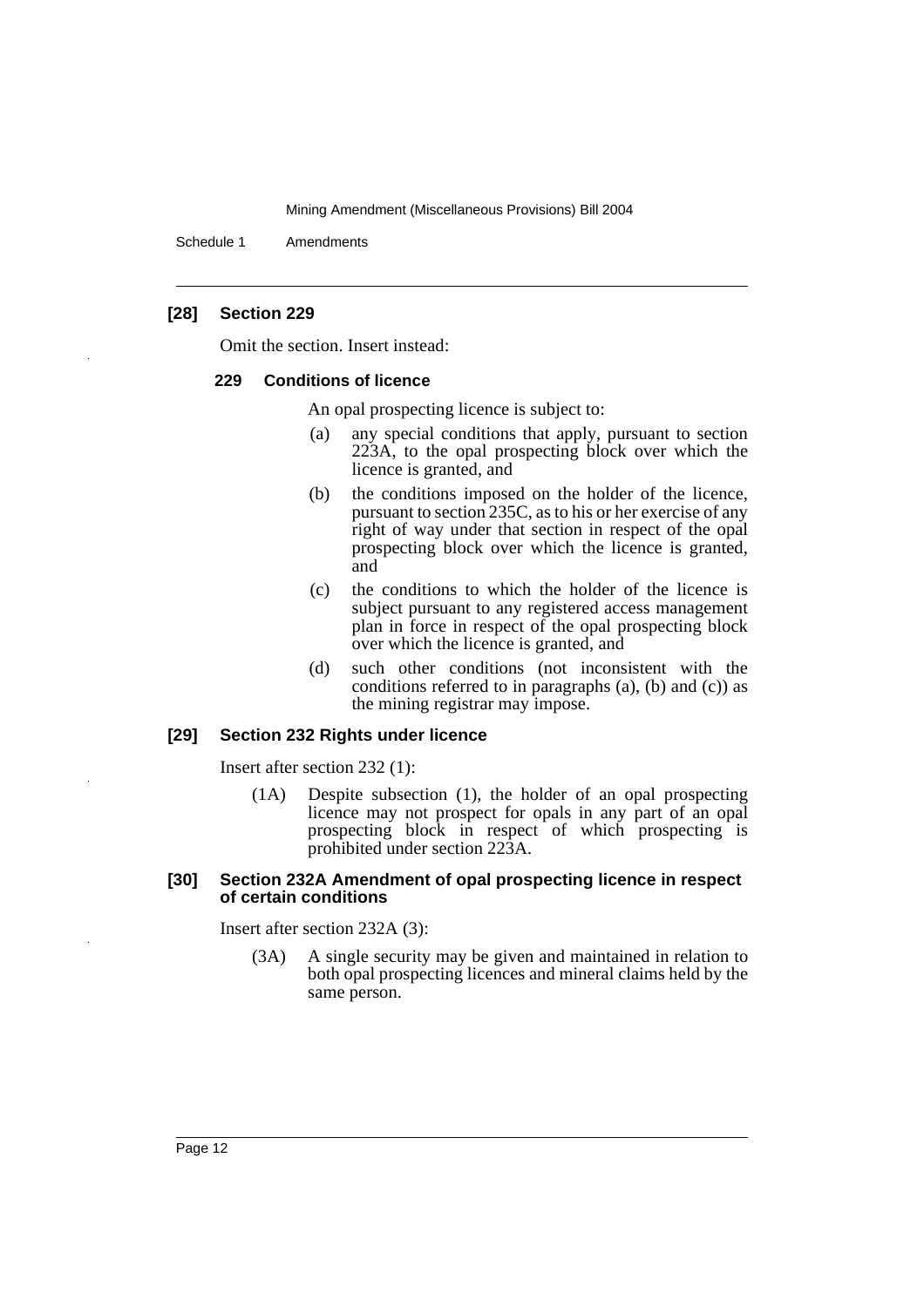**[28] Section 229**

Omit the section. Insert instead:

**229 Conditions of licence**

An opal prospecting licence is subject to:

(a) any special conditions that apply, pursuant to section 223A, to the opal prospecting block over which the licence is granted, and

(b) the conditions imposed on the holder of the licence, pursuant to section 235C, as to his or her exercise of any right of way under that section in respect of the opal prospecting block over which the licence is granted, and

(c) the conditions to which the holder of the licence is subject pursuant to any registered access management plan in force in respect of the opal prospecting block over which the licence is granted, and

(d) such other conditions (not inconsistent with the conditions referred to in paragraphs (a), (b) and (c)) as the mining registrar may impose.

**[29] Section 232 Rights under licence**

Insert after section 232 (1):

(1A) Despite subsection (1), the holder of an opal prospecting licence may not prospect for opals in any part of an opal prospecting block in respect of which prospecting is prohibited under section 223A.

**[30] Section 232A Amendment of opal prospecting licence in respect of certain conditions**

Insert after section 232A (3):

(3A) A single security may be given and maintained in relation to both opal prospecting licences and mineral claims held by the same person.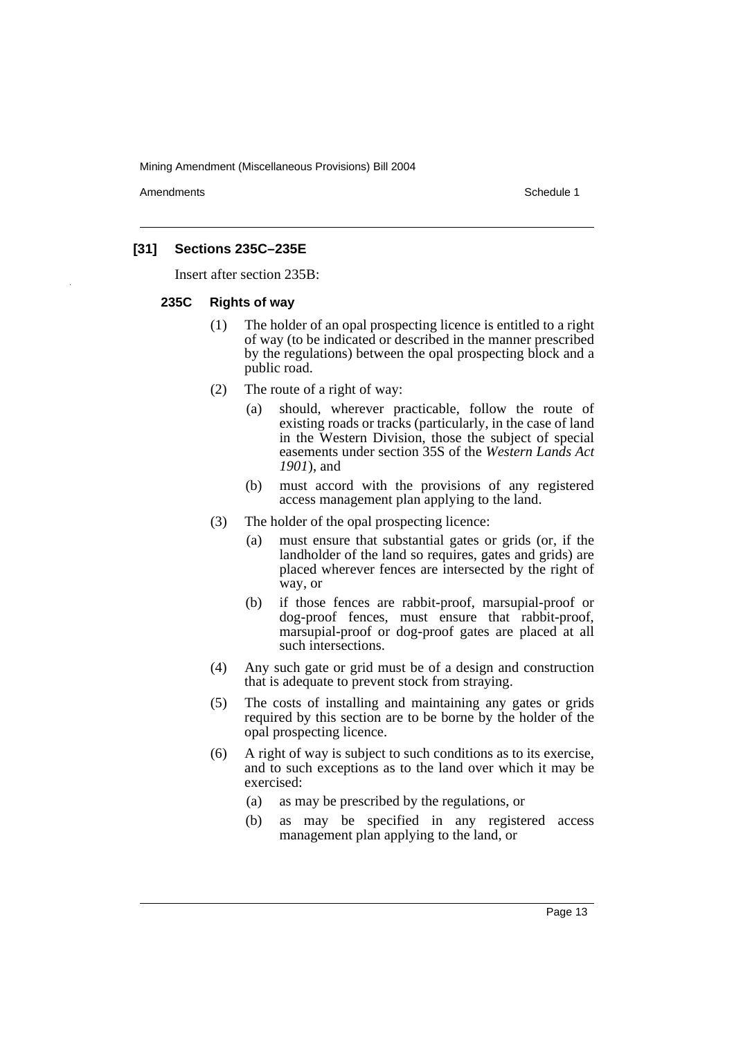### [31] Sections 235C–235E

Insert after section 235B:

#### 235C Rights of way

(1) The holder of an opal prospecting licence is entitled to a right of way (to be indicated or described in the manner prescribed by the regulations) between the opal prospecting block and a public road.

(2) The route of a right of way:

- (a) should, wherever practicable, follow the route of existing roads or tracks (particularly, in the case of land in the Western Division, those the subject of special easements under section 35S of the *Western Lands Act 1901*), and
- (b) must accord with the provisions of any registered access management plan applying to the land.

(3) The holder of the opal prospecting licence:

- (a) must ensure that substantial gates or grids (or, if the landholder of the land so requires, gates and grids) are placed wherever fences are intersected by the right of way, or
- (b) if those fences are rabbit-proof, marsupial-proof or dog-proof fences, must ensure that rabbit-proof, marsupial-proof or dog-proof gates are placed at all such intersections.

(4) Any such gate or grid must be of a design and construction that is adequate to prevent stock from straying.

(5) The costs of installing and maintaining any gates or grids required by this section are to be borne by the holder of the opal prospecting licence.

(6) A right of way is subject to such conditions as to its exercise, and to such exceptions as to the land over which it may be exercised:

- (a) as may be prescribed by the regulations, or
- (b) as may be specified in any registered access management plan applying to the land, or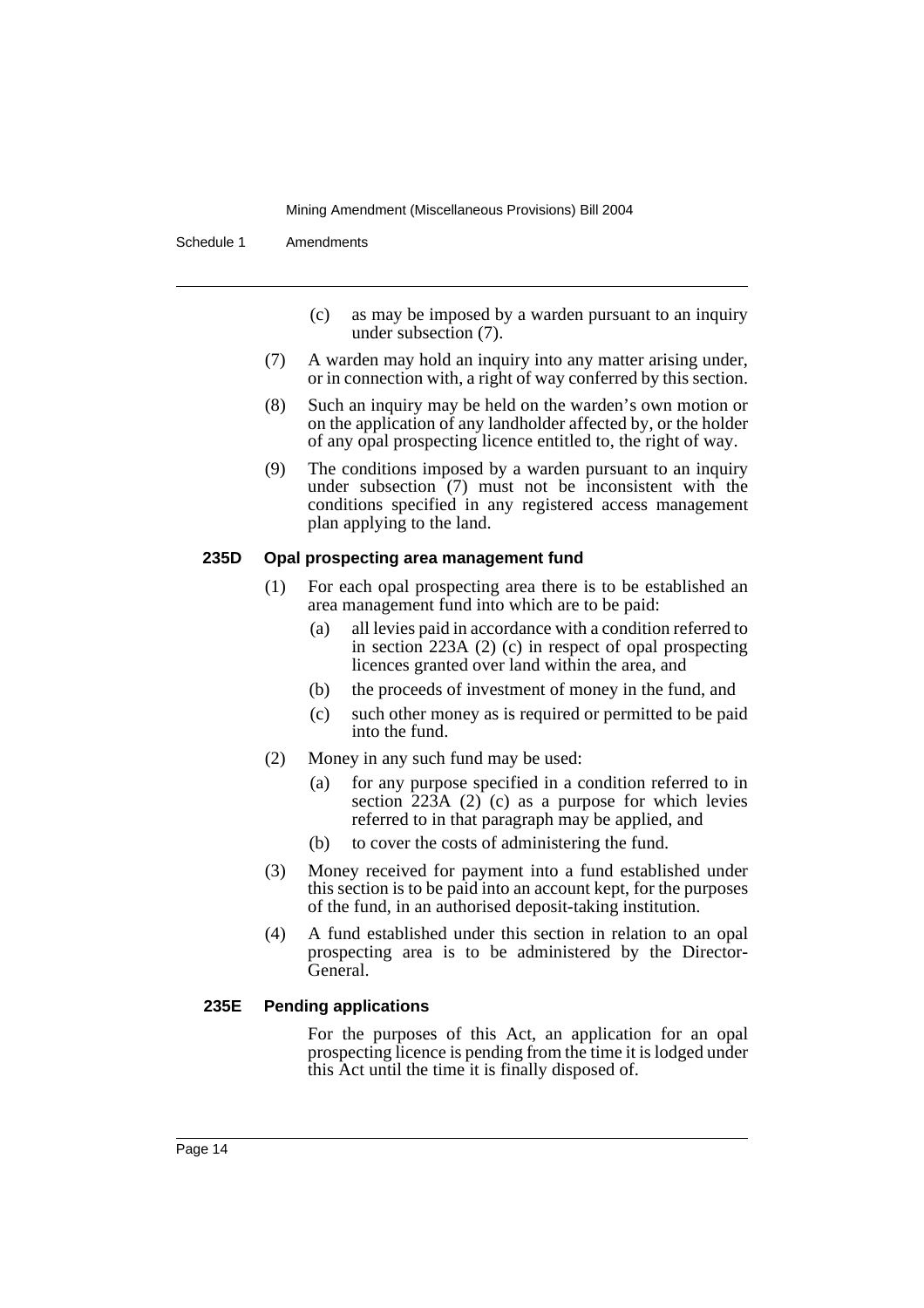(c) as may be imposed by a warden pursuant to an inquiry under subsection (7).

(7) A warden may hold an inquiry into any matter arising under, or in connection with, a right of way conferred by this section.

(8) Such an inquiry may be held on the warden's own motion or on the application of any landholder affected by, or the holder of any opal prospecting licence entitled to, the right of way.

(9) The conditions imposed by a warden pursuant to an inquiry under subsection (7) must not be inconsistent with the conditions specified in any registered access management plan applying to the land.

#### 235D Opal prospecting area management fund

(1) For each opal prospecting area there is to be established an area management fund into which are to be paid:

(a) all levies paid in accordance with a condition referred to in section 223A (2) (c) in respect of opal prospecting licences granted over land within the area, and

(b) the proceeds of investment of money in the fund, and

(c) such other money as is required or permitted to be paid into the fund.

(2) Money in any such fund may be used:

(a) for any purpose specified in a condition referred to in section 223A (2) (c) as a purpose for which levies referred to in that paragraph may be applied, and

(b) to cover the costs of administering the fund.

(3) Money received for payment into a fund established under this section is to be paid into an account kept, for the purposes of the fund, in an authorised deposit-taking institution.

(4) A fund established under this section in relation to an opal prospecting area is to be administered by the Director-General.

#### 235E Pending applications

For the purposes of this Act, an application for an opal prospecting licence is pending from the time it is lodged under this Act until the time it is finally disposed of.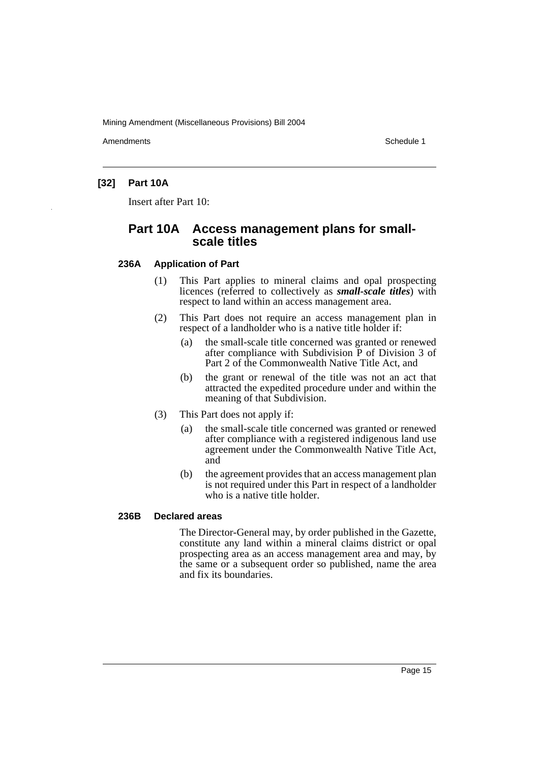## [32] Part 10A

Insert after Part 10:

# Part 10A Access management plans for small-scale titles

### 236A Application of Part

(1) This Part applies to mineral claims and opal prospecting licences (referred to collectively as ***small-scale titles***) with respect to land within an access management area.

(2) This Part does not require an access management plan in respect of a landholder who is a native title holder if:

(a) the small-scale title concerned was granted or renewed after compliance with Subdivision P of Division 3 of Part 2 of the Commonwealth Native Title Act, and

(b) the grant or renewal of the title was not an act that attracted the expedited procedure under and within the meaning of that Subdivision.

(3) This Part does not apply if:

(a) the small-scale title concerned was granted or renewed after compliance with a registered indigenous land use agreement under the Commonwealth Native Title Act, and

(b) the agreement provides that an access management plan is not required under this Part in respect of a landholder who is a native title holder.

### 236B Declared areas

The Director-General may, by order published in the Gazette, constitute any land within a mineral claims district or opal prospecting area as an access management area and may, by the same or a subsequent order so published, name the area and fix its boundaries.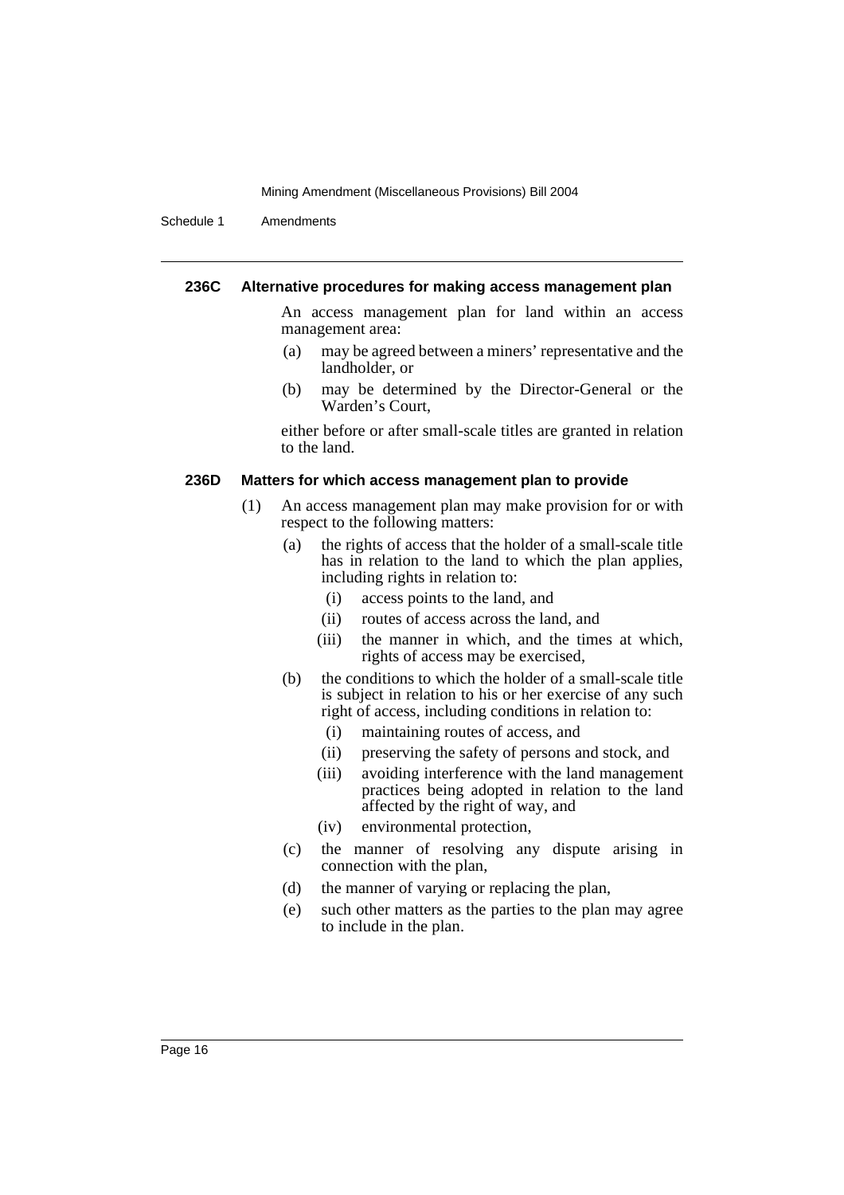#### 236C Alternative procedures for making access management plan

An access management plan for land within an access management area:

(a) may be agreed between a miners' representative and the landholder, or

(b) may be determined by the Director-General or the Warden's Court,

either before or after small-scale titles are granted in relation to the land.

#### 236D Matters for which access management plan to provide

(1) An access management plan may make provision for or with respect to the following matters:

(a) the rights of access that the holder of a small-scale title has in relation to the land to which the plan applies, including rights in relation to:

(i) access points to the land, and

(ii) routes of access across the land, and

(iii) the manner in which, and the times at which, rights of access may be exercised,

(b) the conditions to which the holder of a small-scale title is subject in relation to his or her exercise of any such right of access, including conditions in relation to:

(i) maintaining routes of access, and

(ii) preserving the safety of persons and stock, and

(iii) avoiding interference with the land management practices being adopted in relation to the land affected by the right of way, and

(iv) environmental protection,

(c) the manner of resolving any dispute arising in connection with the plan,

(d) the manner of varying or replacing the plan,

(e) such other matters as the parties to the plan may agree to include in the plan.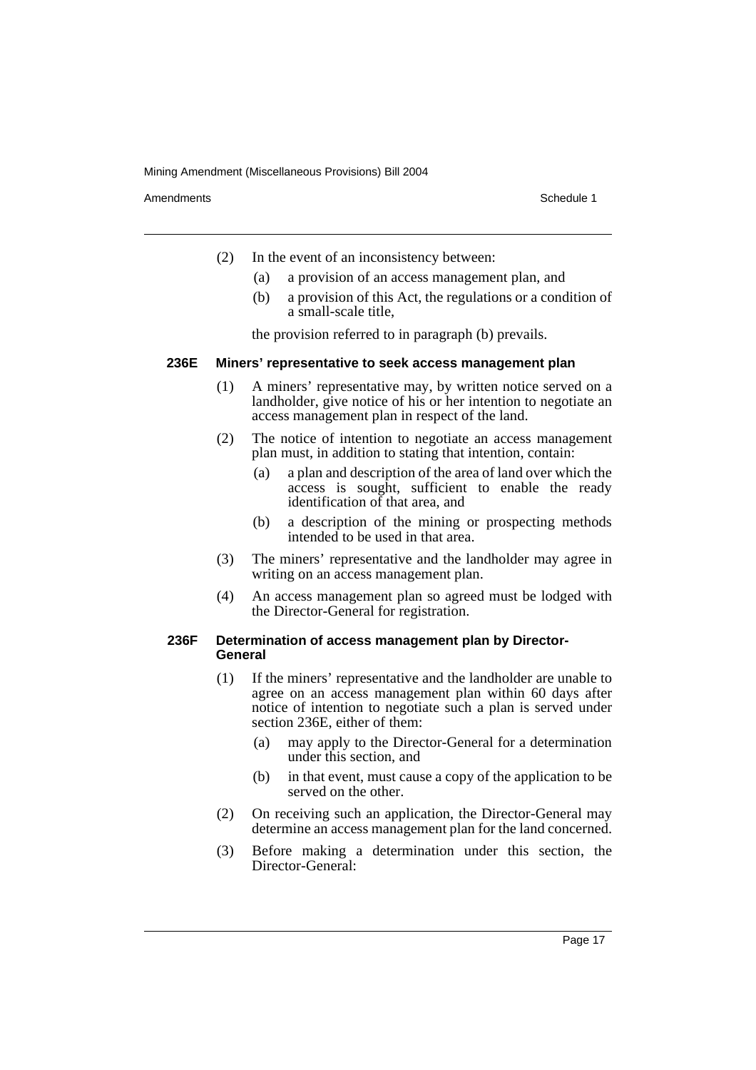(2) In the event of an inconsistency between:

(a) a provision of an access management plan, and

(b) a provision of this Act, the regulations or a condition of a small-scale title,

the provision referred to in paragraph (b) prevails.

**236E Miners' representative to seek access management plan**

(1) A miners' representative may, by written notice served on a landholder, give notice of his or her intention to negotiate an access management plan in respect of the land.

(2) The notice of intention to negotiate an access management plan must, in addition to stating that intention, contain:

(a) a plan and description of the area of land over which the access is sought, sufficient to enable the ready identification of that area, and

(b) a description of the mining or prospecting methods intended to be used in that area.

(3) The miners' representative and the landholder may agree in writing on an access management plan.

(4) An access management plan so agreed must be lodged with the Director-General for registration.

**236F Determination of access management plan by Director-General**

(1) If the miners' representative and the landholder are unable to agree on an access management plan within 60 days after notice of intention to negotiate such a plan is served under section 236E, either of them:

(a) may apply to the Director-General for a determination under this section, and

(b) in that event, must cause a copy of the application to be served on the other.

(2) On receiving such an application, the Director-General may determine an access management plan for the land concerned.

(3) Before making a determination under this section, the Director-General: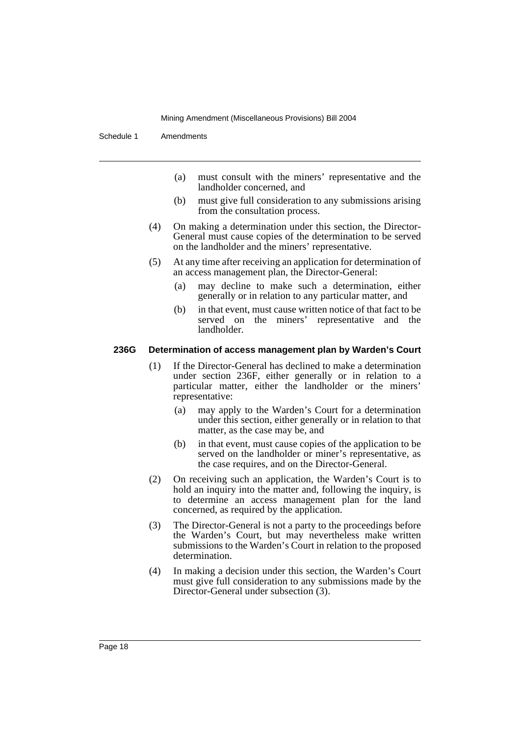(a) must consult with the miners' representative and the landholder concerned, and

(b) must give full consideration to any submissions arising from the consultation process.

(4) On making a determination under this section, the Director-General must cause copies of the determination to be served on the landholder and the miners' representative.

(5) At any time after receiving an application for determination of an access management plan, the Director-General:

(a) may decline to make such a determination, either generally or in relation to any particular matter, and

(b) in that event, must cause written notice of that fact to be served on the miners' representative and the landholder.

**236G Determination of access management plan by Warden's Court**

(1) If the Director-General has declined to make a determination under section 236F, either generally or in relation to a particular matter, either the landholder or the miners' representative:

(a) may apply to the Warden's Court for a determination under this section, either generally or in relation to that matter, as the case may be, and

(b) in that event, must cause copies of the application to be served on the landholder or miner's representative, as the case requires, and on the Director-General.

(2) On receiving such an application, the Warden's Court is to hold an inquiry into the matter and, following the inquiry, is to determine an access management plan for the land concerned, as required by the application.

(3) The Director-General is not a party to the proceedings before the Warden's Court, but may nevertheless make written submissions to the Warden's Court in relation to the proposed determination.

(4) In making a decision under this section, the Warden's Court must give full consideration to any submissions made by the Director-General under subsection (3).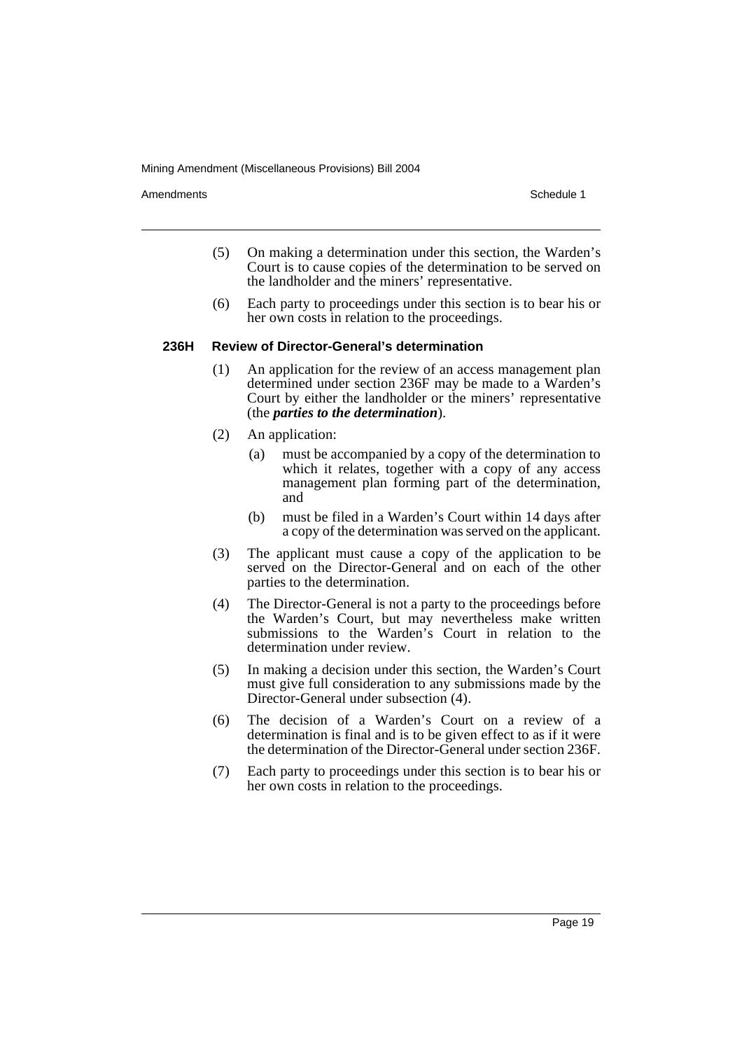(5) On making a determination under this section, the Warden's Court is to cause copies of the determination to be served on the landholder and the miners' representative.

(6) Each party to proceedings under this section is to bear his or her own costs in relation to the proceedings.

### 236H Review of Director-General's determination

(1) An application for the review of an access management plan determined under section 236F may be made to a Warden's Court by either the landholder or the miners' representative (the ***parties to the determination***).

(2) An application:

- (a) must be accompanied by a copy of the determination to which it relates, together with a copy of any access management plan forming part of the determination, and
- (b) must be filed in a Warden's Court within 14 days after a copy of the determination was served on the applicant.

(3) The applicant must cause a copy of the application to be served on the Director-General and on each of the other parties to the determination.

(4) The Director-General is not a party to the proceedings before the Warden's Court, but may nevertheless make written submissions to the Warden's Court in relation to the determination under review.

(5) In making a decision under this section, the Warden's Court must give full consideration to any submissions made by the Director-General under subsection (4).

(6) The decision of a Warden's Court on a review of a determination is final and is to be given effect to as if it were the determination of the Director-General under section 236F.

(7) Each party to proceedings under this section is to bear his or her own costs in relation to the proceedings.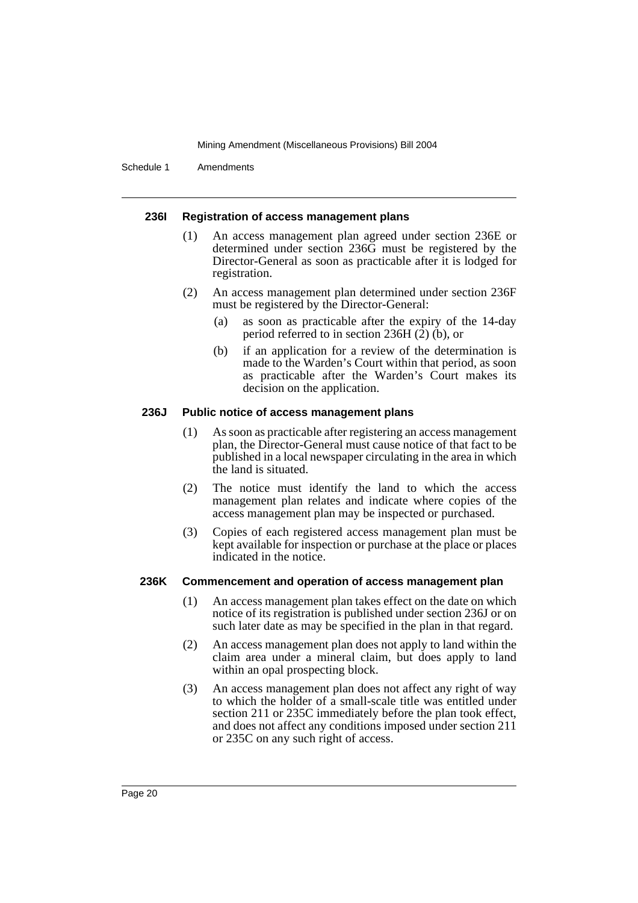### 236I Registration of access management plans

(1) An access management plan agreed under section 236E or determined under section 236G must be registered by the Director-General as soon as practicable after it is lodged for registration.

(2) An access management plan determined under section 236F must be registered by the Director-General:

(a) as soon as practicable after the expiry of the 14-day period referred to in section 236H (2) (b), or

(b) if an application for a review of the determination is made to the Warden's Court within that period, as soon as practicable after the Warden's Court makes its decision on the application.

### 236J Public notice of access management plans

(1) As soon as practicable after registering an access management plan, the Director-General must cause notice of that fact to be published in a local newspaper circulating in the area in which the land is situated.

(2) The notice must identify the land to which the access management plan relates and indicate where copies of the access management plan may be inspected or purchased.

(3) Copies of each registered access management plan must be kept available for inspection or purchase at the place or places indicated in the notice.

### 236K Commencement and operation of access management plan

(1) An access management plan takes effect on the date on which notice of its registration is published under section 236J or on such later date as may be specified in the plan in that regard.

(2) An access management plan does not apply to land within the claim area under a mineral claim, but does apply to land within an opal prospecting block.

(3) An access management plan does not affect any right of way to which the holder of a small-scale title was entitled under section 211 or 235C immediately before the plan took effect, and does not affect any conditions imposed under section 211 or 235C on any such right of access.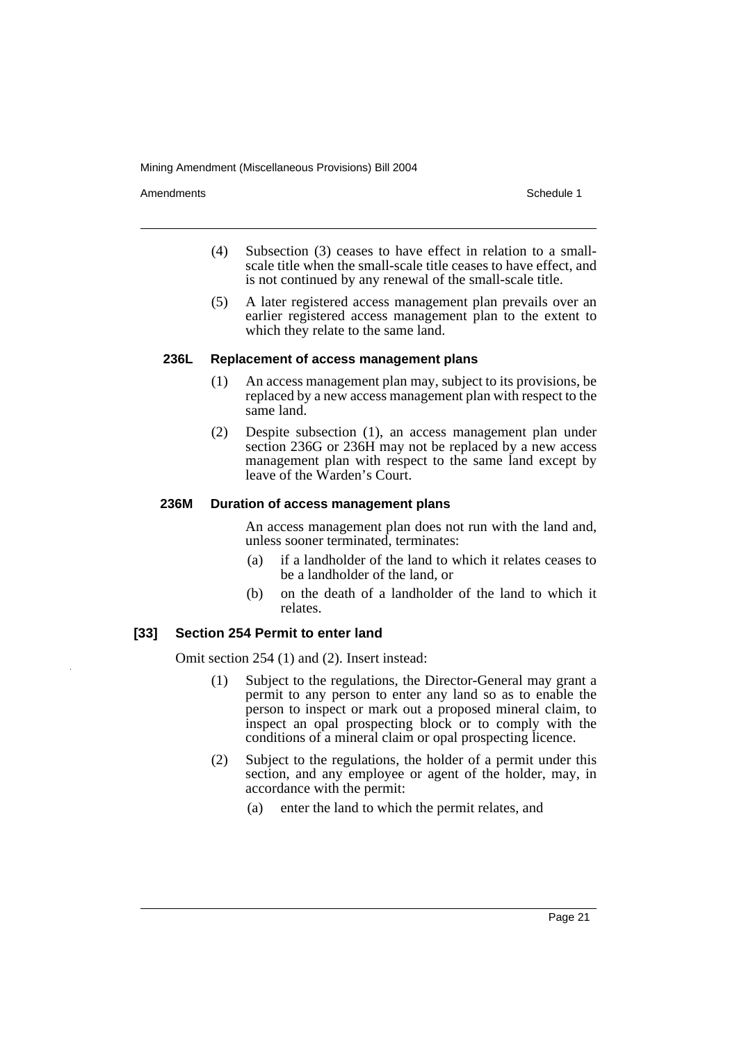(4) Subsection (3) ceases to have effect in relation to a small-scale title when the small-scale title ceases to have effect, and is not continued by any renewal of the small-scale title.

(5) A later registered access management plan prevails over an earlier registered access management plan to the extent to which they relate to the same land.

#### 236L Replacement of access management plans

(1) An access management plan may, subject to its provisions, be replaced by a new access management plan with respect to the same land.

(2) Despite subsection (1), an access management plan under section 236G or 236H may not be replaced by a new access management plan with respect to the same land except by leave of the Warden's Court.

#### 236M Duration of access management plans

An access management plan does not run with the land and, unless sooner terminated, terminates:

(a) if a landholder of the land to which it relates ceases to be a landholder of the land, or

(b) on the death of a landholder of the land to which it relates.

### [33] Section 254 Permit to enter land

Omit section 254 (1) and (2). Insert instead:

(1) Subject to the regulations, the Director-General may grant a permit to any person to enter any land so as to enable the person to inspect or mark out a proposed mineral claim, to inspect an opal prospecting block or to comply with the conditions of a mineral claim or opal prospecting licence.

(2) Subject to the regulations, the holder of a permit under this section, and any employee or agent of the holder, may, in accordance with the permit:

(a) enter the land to which the permit relates, and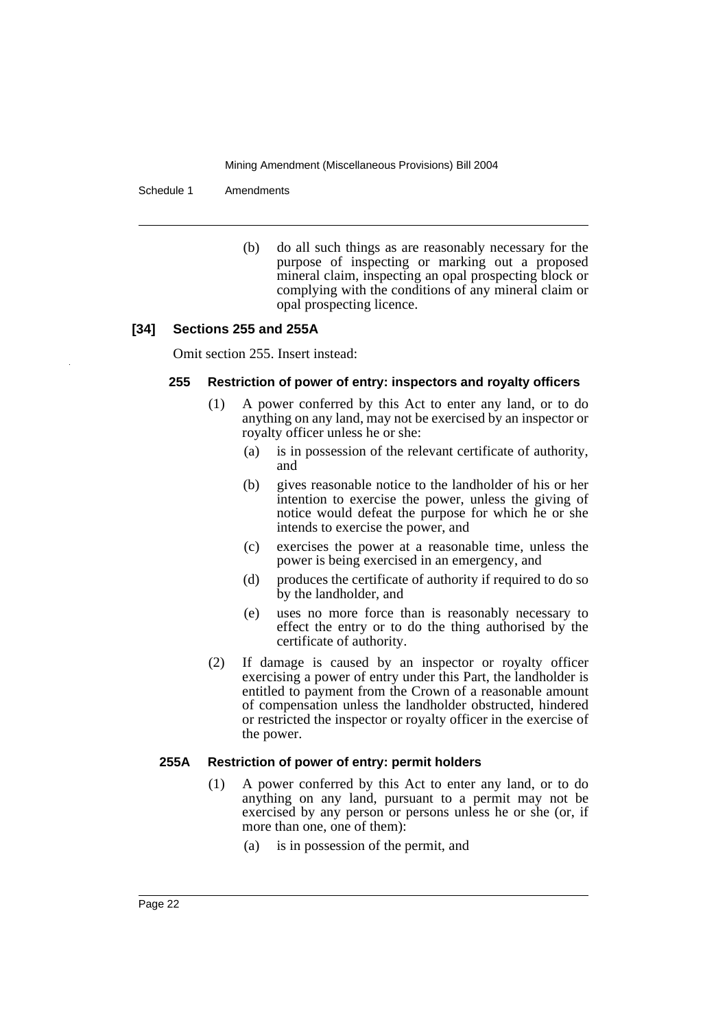(b) do all such things as are reasonably necessary for the purpose of inspecting or marking out a proposed mineral claim, inspecting an opal prospecting block or complying with the conditions of any mineral claim or opal prospecting licence.

### [34] Sections 255 and 255A

Omit section 255. Insert instead:

#### 255 Restriction of power of entry: inspectors and royalty officers

(1) A power conferred by this Act to enter any land, or to do anything on any land, may not be exercised by an inspector or royalty officer unless he or she:

- (a) is in possession of the relevant certificate of authority, and
- (b) gives reasonable notice to the landholder of his or her intention to exercise the power, unless the giving of notice would defeat the purpose for which he or she intends to exercise the power, and
- (c) exercises the power at a reasonable time, unless the power is being exercised in an emergency, and
- (d) produces the certificate of authority if required to do so by the landholder, and
- (e) uses no more force than is reasonably necessary to effect the entry or to do the thing authorised by the certificate of authority.

(2) If damage is caused by an inspector or royalty officer exercising a power of entry under this Part, the landholder is entitled to payment from the Crown of a reasonable amount of compensation unless the landholder obstructed, hindered or restricted the inspector or royalty officer in the exercise of the power.

#### 255A Restriction of power of entry: permit holders

(1) A power conferred by this Act to enter any land, or to do anything on any land, pursuant to a permit may not be exercised by any person or persons unless he or she (or, if more than one, one of them):

- (a) is in possession of the permit, and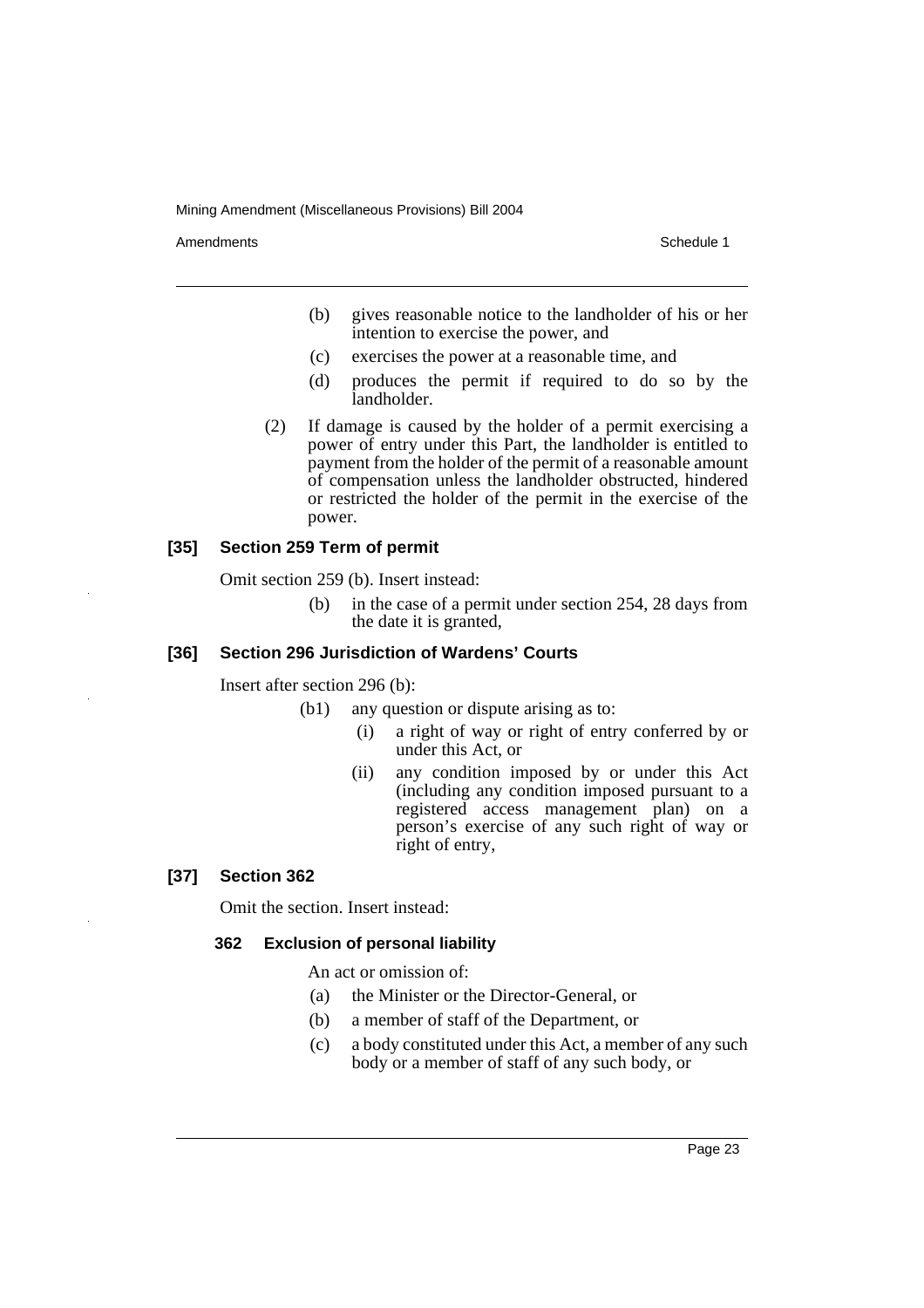(b) gives reasonable notice to the landholder of his or her intention to exercise the power, and

(c) exercises the power at a reasonable time, and

(d) produces the permit if required to do so by the landholder.

(2) If damage is caused by the holder of a permit exercising a power of entry under this Part, the landholder is entitled to payment from the holder of the permit of a reasonable amount of compensation unless the landholder obstructed, hindered or restricted the holder of the permit in the exercise of the power.

### [35] Section 259 Term of permit

Omit section 259 (b). Insert instead:

(b) in the case of a permit under section 254, 28 days from the date it is granted,

### [36] Section 296 Jurisdiction of Wardens' Courts

Insert after section 296 (b):

(b1) any question or dispute arising as to:

(i) a right of way or right of entry conferred by or under this Act, or

(ii) any condition imposed by or under this Act (including any condition imposed pursuant to a registered access management plan) on a person's exercise of any such right of way or right of entry,

### [37] Section 362

Omit the section. Insert instead:

#### 362 Exclusion of personal liability

An act or omission of:

(a) the Minister or the Director-General, or

(b) a member of staff of the Department, or

(c) a body constituted under this Act, a member of any such body or a member of staff of any such body, or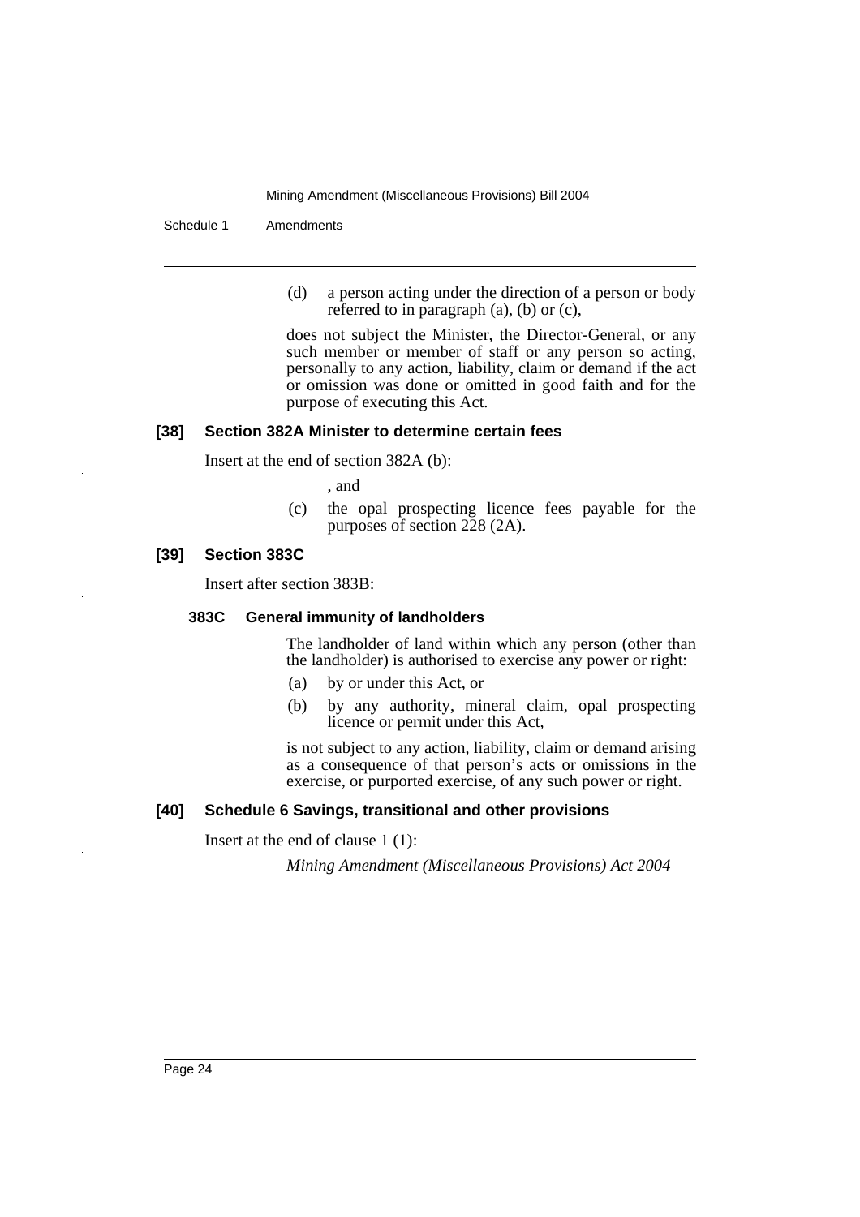(d) a person acting under the direction of a person or body referred to in paragraph (a), (b) or (c),

does not subject the Minister, the Director-General, or any such member or member of staff or any person so acting, personally to any action, liability, claim or demand if the act or omission was done or omitted in good faith and for the purpose of executing this Act.

### [38] Section 382A Minister to determine certain fees

Insert at the end of section 382A (b):

, and

(c) the opal prospecting licence fees payable for the purposes of section 228 (2A).

### [39] Section 383C

Insert after section 383B:

#### 383C General immunity of landholders

The landholder of land within which any person (other than the landholder) is authorised to exercise any power or right:

(a) by or under this Act, or

(b) by any authority, mineral claim, opal prospecting licence or permit under this Act,

is not subject to any action, liability, claim or demand arising as a consequence of that person's acts or omissions in the exercise, or purported exercise, of any such power or right.

### [40] Schedule 6 Savings, transitional and other provisions

Insert at the end of clause 1 (1):

*Mining Amendment (Miscellaneous Provisions) Act 2004*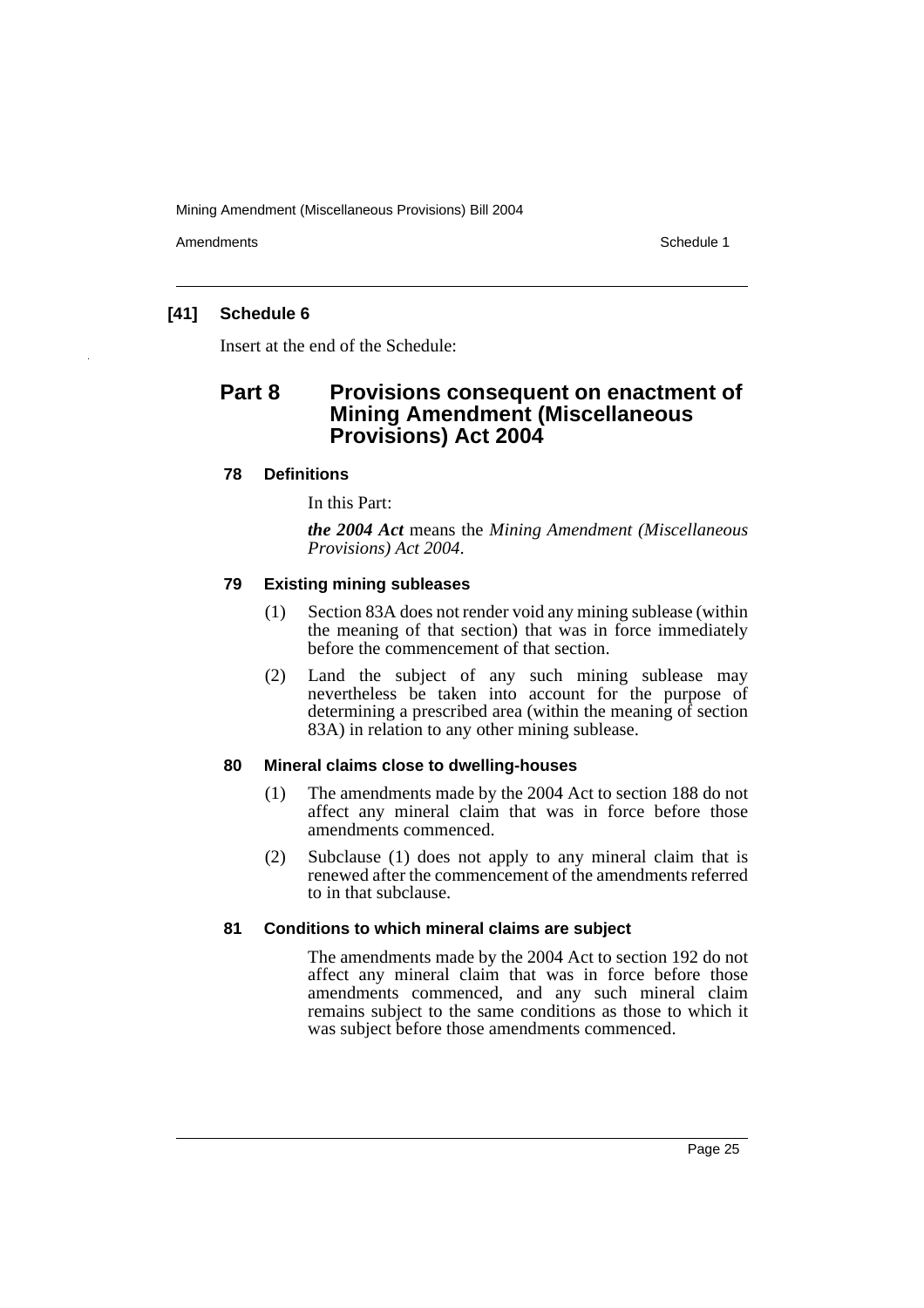### [41] Schedule 6

Insert at the end of the Schedule:

## Part 8 Provisions consequent on enactment of Mining Amendment (Miscellaneous Provisions) Act 2004

#### 78 Definitions

In this Part:

***the 2004 Act*** means the *Mining Amendment (Miscellaneous Provisions) Act 2004*.

#### 79 Existing mining subleases

(1) Section 83A does not render void any mining sublease (within the meaning of that section) that was in force immediately before the commencement of that section.

(2) Land the subject of any such mining sublease may nevertheless be taken into account for the purpose of determining a prescribed area (within the meaning of section 83A) in relation to any other mining sublease.

#### 80 Mineral claims close to dwelling-houses

(1) The amendments made by the 2004 Act to section 188 do not affect any mineral claim that was in force before those amendments commenced.

(2) Subclause (1) does not apply to any mineral claim that is renewed after the commencement of the amendments referred to in that subclause.

#### 81 Conditions to which mineral claims are subject

The amendments made by the 2004 Act to section 192 do not affect any mineral claim that was in force before those amendments commenced, and any such mineral claim remains subject to the same conditions as those to which it was subject before those amendments commenced.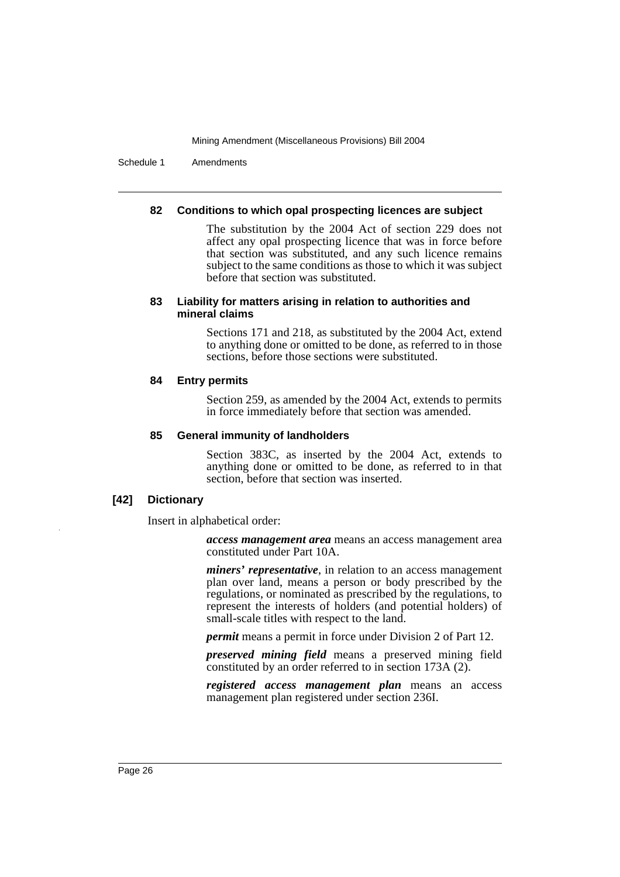#### 82 Conditions to which opal prospecting licences are subject

The substitution by the 2004 Act of section 229 does not affect any opal prospecting licence that was in force before that section was substituted, and any such licence remains subject to the same conditions as those to which it was subject before that section was substituted.

#### 83 Liability for matters arising in relation to authorities and mineral claims

Sections 171 and 218, as substituted by the 2004 Act, extend to anything done or omitted to be done, as referred to in those sections, before those sections were substituted.

#### 84 Entry permits

Section 259, as amended by the 2004 Act, extends to permits in force immediately before that section was amended.

#### 85 General immunity of landholders

Section 383C, as inserted by the 2004 Act, extends to anything done or omitted to be done, as referred to in that section, before that section was inserted.

### [42] Dictionary

Insert in alphabetical order:

***access management area*** means an access management area constituted under Part 10A.

***miners' representative***, in relation to an access management plan over land, means a person or body prescribed by the regulations, or nominated as prescribed by the regulations, to represent the interests of holders (and potential holders) of small-scale titles with respect to the land.

***permit*** means a permit in force under Division 2 of Part 12.

***preserved mining field*** means a preserved mining field constituted by an order referred to in section 173A (2).

***registered access management plan*** means an access management plan registered under section 236I.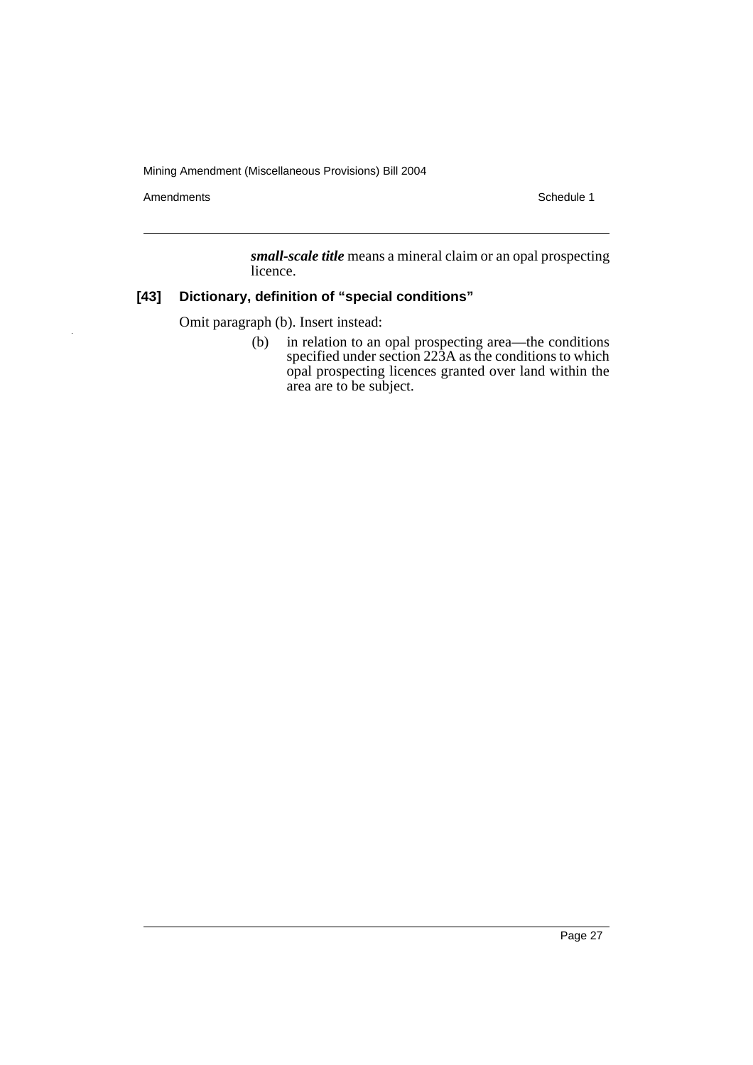***small-scale title*** means a mineral claim or an opal prospecting licence.

### [43] Dictionary, definition of "special conditions"

Omit paragraph (b). Insert instead:

(b) in relation to an opal prospecting area—the conditions specified under section 223A as the conditions to which opal prospecting licences granted over land within the area are to be subject.